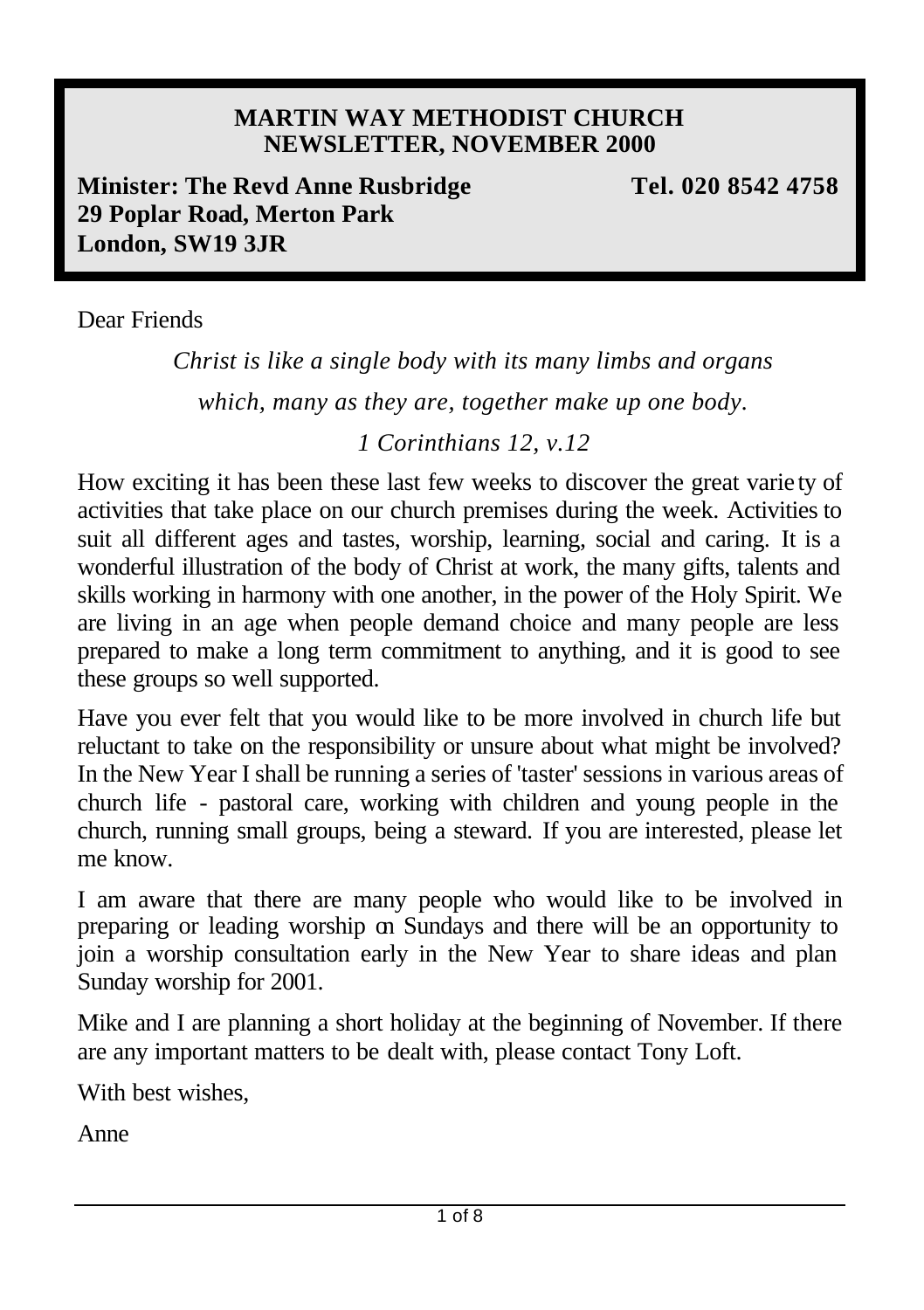**MARTIN WAY METHODIST CHURCH**
**NEWSLETTER, NOVEMBER 2000**

**Minister: The Revd Anne Rusbridge** **Tel. 020 8542 4758**
**29 Poplar Road, Merton Park**
**London, SW19 3JR**

Dear Friends

*Christ is like a single body with its many limbs and organs*

*which, many as they are, together make up one body.*

*1 Corinthians 12, v.12*

How exciting it has been these last few weeks to discover the great variety of activities that take place on our church premises during the week. Activities to suit all different ages and tastes, worship, learning, social and caring. It is a wonderful illustration of the body of Christ at work, the many gifts, talents and skills working in harmony with one another, in the power of the Holy Spirit. We are living in an age when people demand choice and many people are less prepared to make a long term commitment to anything, and it is good to see these groups so well supported.

Have you ever felt that you would like to be more involved in church life but reluctant to take on the responsibility or unsure about what might be involved? In the New Year I shall be running a series of 'taster' sessions in various areas of church life - pastoral care, working with children and young people in the church, running small groups, being a steward. If you are interested, please let me know.

I am aware that there are many people who would like to be involved in preparing or leading worship on Sundays and there will be an opportunity to join a worship consultation early in the New Year to share ideas and plan Sunday worship for 2001.

Mike and I are planning a short holiday at the beginning of November. If there are any important matters to be dealt with, please contact Tony Loft.

With best wishes,

Anne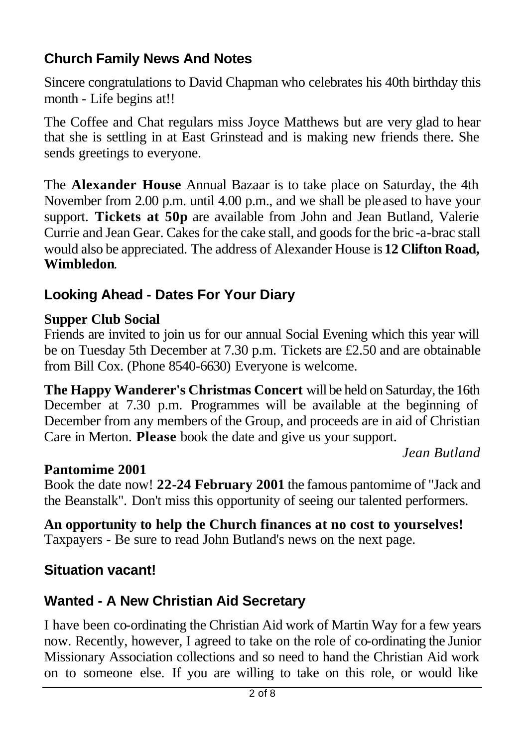## Church Family News And Notes

Sincere congratulations to David Chapman who celebrates his 40th birthday this month - Life begins at!!

The Coffee and Chat regulars miss Joyce Matthews but are very glad to hear that she is settling in at East Grinstead and is making new friends there. She sends greetings to everyone.

The **Alexander House** Annual Bazaar is to take place on Saturday, the 4th November from 2.00 p.m. until 4.00 p.m., and we shall be pleased to have your support. **Tickets at 50p** are available from John and Jean Butland, Valerie Currie and Jean Gear. Cakes for the cake stall, and goods for the bric-a-brac stall would also be appreciated. The address of Alexander House is **12 Clifton Road, Wimbledon**.

## Looking Ahead - Dates For Your Diary

**Supper Club Social**
Friends are invited to join us for our annual Social Evening which this year will be on Tuesday 5th December at 7.30 p.m. Tickets are £2.50 and are obtainable from Bill Cox. (Phone 8540-6630) Everyone is welcome.

**The Happy Wanderer's Christmas Concert** will be held on Saturday, the 16th December at 7.30 p.m. Programmes will be available at the beginning of December from any members of the Group, and proceeds are in aid of Christian Care in Merton. **Please** book the date and give us your support.

*Jean Butland*

**Pantomime 2001**
Book the date now! **22-24 February 2001** the famous pantomime of "Jack and the Beanstalk". Don't miss this opportunity of seeing our talented performers.

**An opportunity to help the Church finances at no cost to yourselves!**
Taxpayers - Be sure to read John Butland's news on the next page.

## Situation vacant!

## Wanted - A New Christian Aid Secretary

I have been co-ordinating the Christian Aid work of Martin Way for a few years now. Recently, however, I agreed to take on the role of co-ordinating the Junior Missionary Association collections and so need to hand the Christian Aid work on to someone else. If you are willing to take on this role, or would like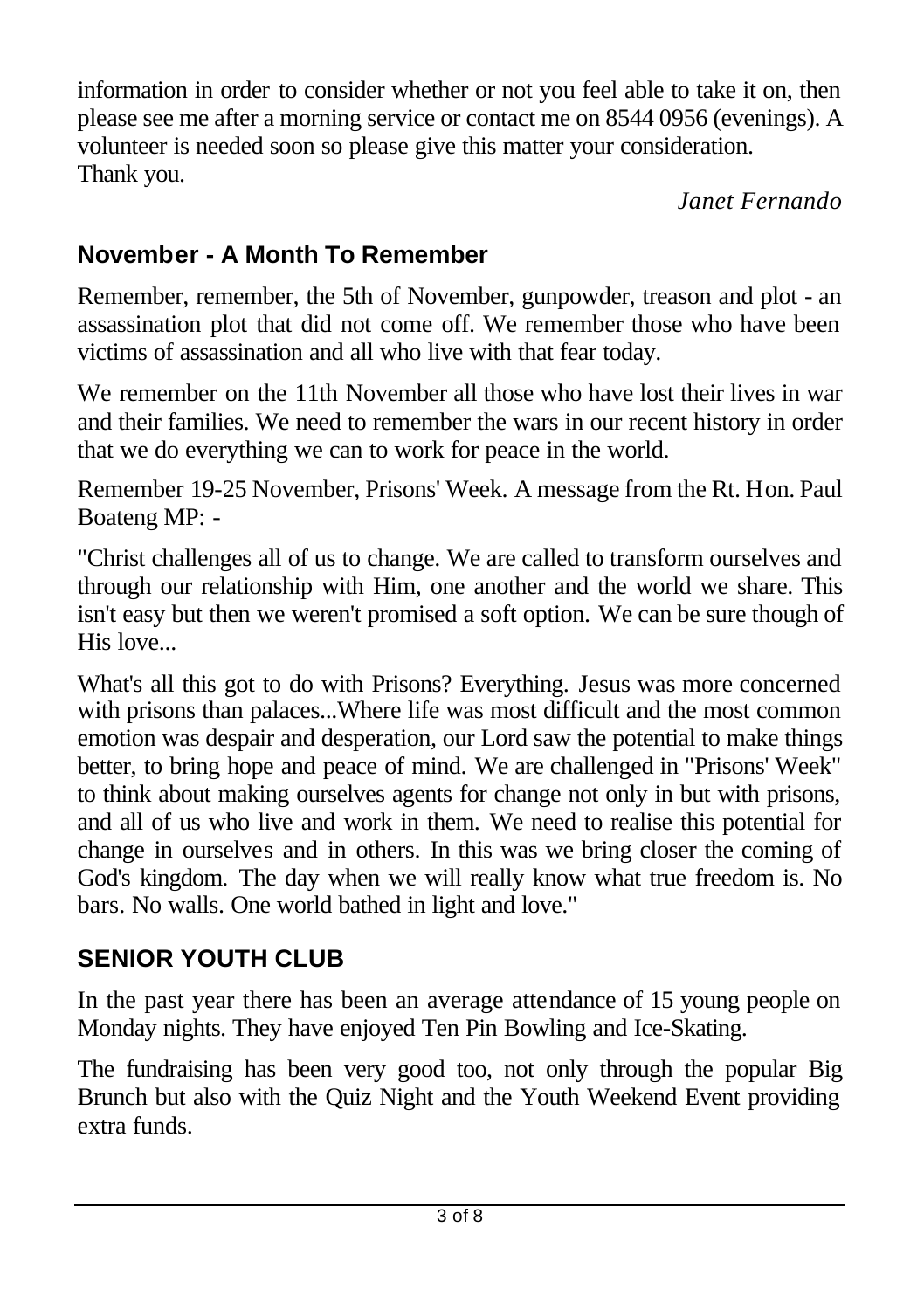information in order to consider whether or not you feel able to take it on, then please see me after a morning service or contact me on 8544 0956 (evenings). A volunteer is needed soon so please give this matter your consideration.
Thank you.

*Janet Fernando*

## November - A Month To Remember

Remember, remember, the 5th of November, gunpowder, treason and plot - an assassination plot that did not come off. We remember those who have been victims of assassination and all who live with that fear today.

We remember on the 11th November all those who have lost their lives in war and their families. We need to remember the wars in our recent history in order that we do everything we can to work for peace in the world.

Remember 19-25 November, Prisons' Week. A message from the Rt. Hon. Paul Boateng MP: -

"Christ challenges all of us to change. We are called to transform ourselves and through our relationship with Him, one another and the world we share. This isn't easy but then we weren't promised a soft option. We can be sure though of His love...

What's all this got to do with Prisons? Everything. Jesus was more concerned with prisons than palaces...Where life was most difficult and the most common emotion was despair and desperation, our Lord saw the potential to make things better, to bring hope and peace of mind. We are challenged in "Prisons' Week" to think about making ourselves agents for change not only in but with prisons, and all of us who live and work in them. We need to realise this potential for change in ourselves and in others. In this was we bring closer the coming of God's kingdom. The day when we will really know what true freedom is. No bars. No walls. One world bathed in light and love."

## SENIOR YOUTH CLUB

In the past year there has been an average attendance of 15 young people on Monday nights. They have enjoyed Ten Pin Bowling and Ice-Skating.

The fundraising has been very good too, not only through the popular Big Brunch but also with the Quiz Night and the Youth Weekend Event providing extra funds.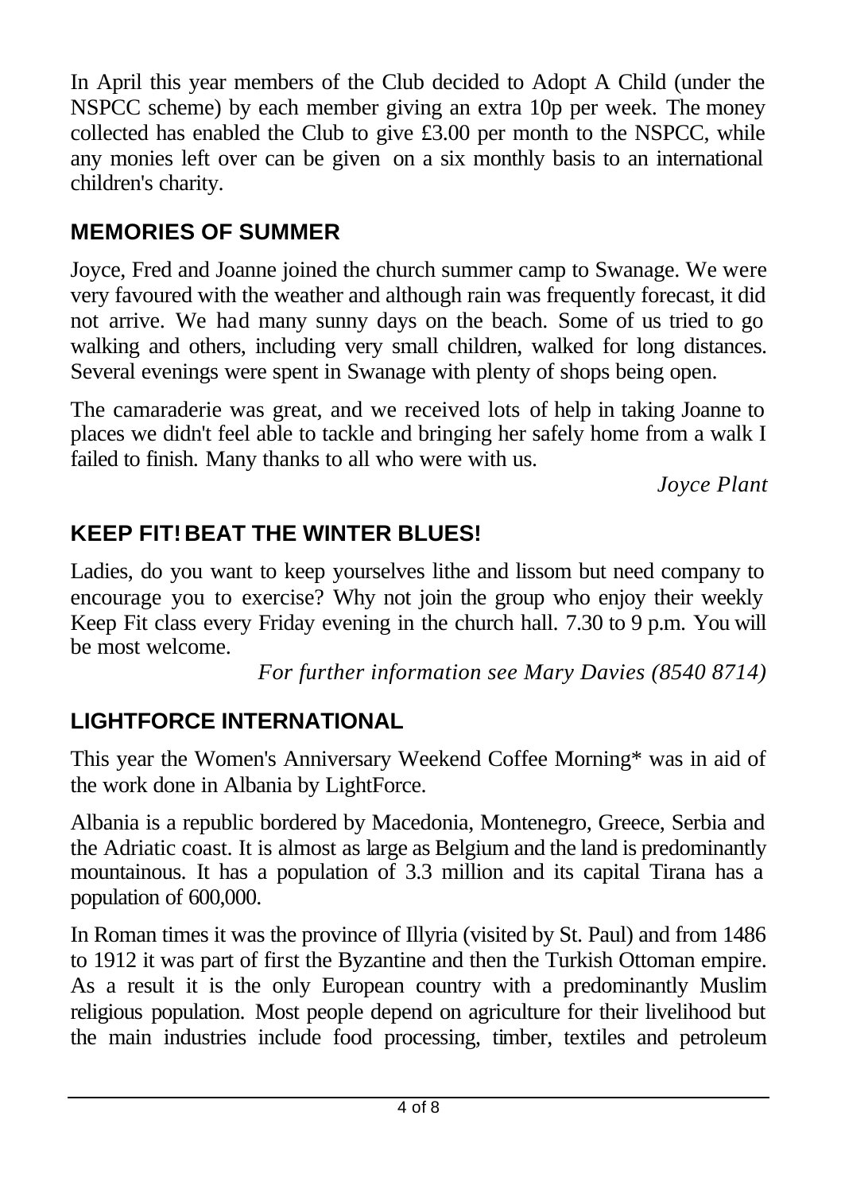In April this year members of the Club decided to Adopt A Child (under the NSPCC scheme) by each member giving an extra 10p per week. The money collected has enabled the Club to give £3.00 per month to the NSPCC, while any monies left over can be given on a six monthly basis to an international children's charity.

## MEMORIES OF SUMMER

Joyce, Fred and Joanne joined the church summer camp to Swanage. We were very favoured with the weather and although rain was frequently forecast, it did not arrive. We had many sunny days on the beach. Some of us tried to go walking and others, including very small children, walked for long distances. Several evenings were spent in Swanage with plenty of shops being open.

The camaraderie was great, and we received lots of help in taking Joanne to places we didn't feel able to tackle and bringing her safely home from a walk I failed to finish. Many thanks to all who were with us.

*Joyce Plant*

## KEEP FIT! BEAT THE WINTER BLUES!

Ladies, do you want to keep yourselves lithe and lissom but need company to encourage you to exercise? Why not join the group who enjoy their weekly Keep Fit class every Friday evening in the church hall. 7.30 to 9 p.m. You will be most welcome.

*For further information see Mary Davies (8540 8714)*

## LIGHTFORCE INTERNATIONAL

This year the Women's Anniversary Weekend Coffee Morning* was in aid of the work done in Albania by LightForce.

Albania is a republic bordered by Macedonia, Montenegro, Greece, Serbia and the Adriatic coast. It is almost as large as Belgium and the land is predominantly mountainous. It has a population of 3.3 million and its capital Tirana has a population of 600,000.

In Roman times it was the province of Illyria (visited by St. Paul) and from 1486 to 1912 it was part of first the Byzantine and then the Turkish Ottoman empire. As a result it is the only European country with a predominantly Muslim religious population. Most people depend on agriculture for their livelihood but the main industries include food processing, timber, textiles and petroleum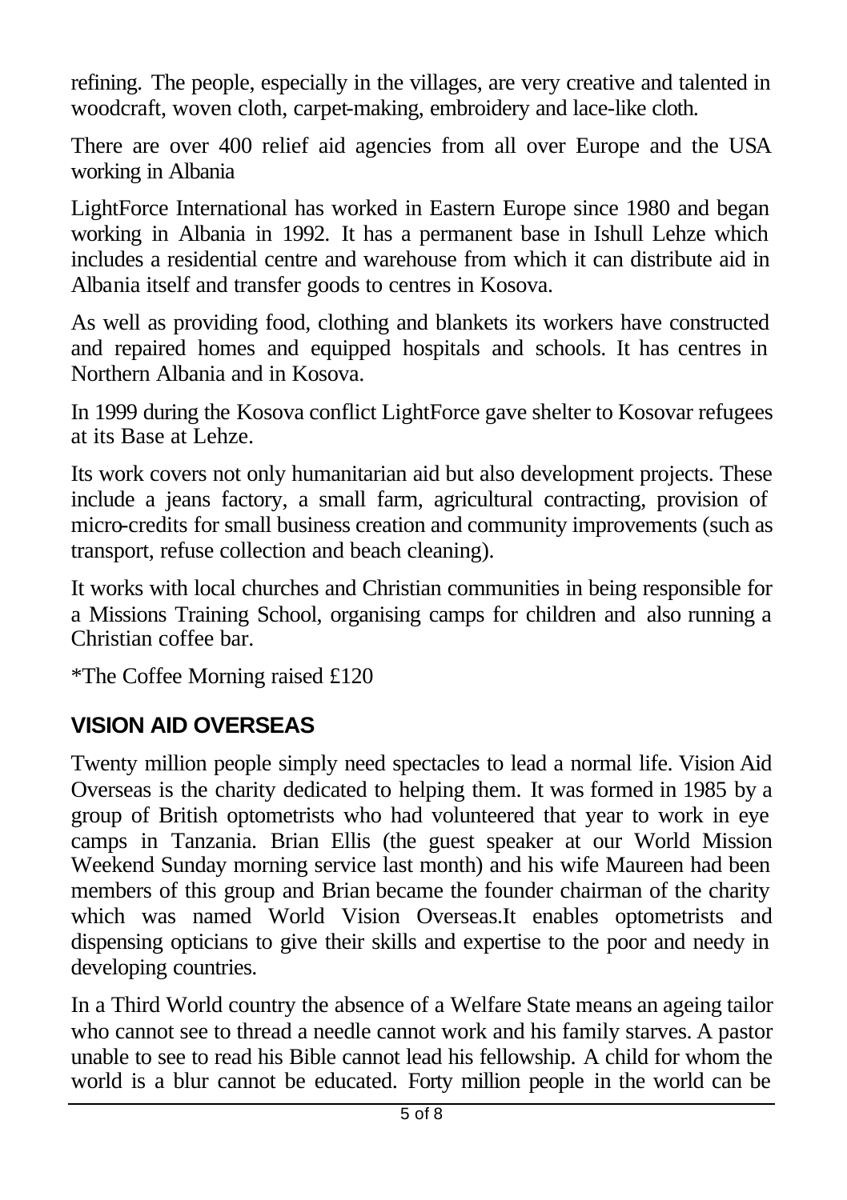refining. The people, especially in the villages, are very creative and talented in woodcraft, woven cloth, carpet-making, embroidery and lace-like cloth.

There are over 400 relief aid agencies from all over Europe and the USA working in Albania

LightForce International has worked in Eastern Europe since 1980 and began working in Albania in 1992. It has a permanent base in Ishull Lehze which includes a residential centre and warehouse from which it can distribute aid in Albania itself and transfer goods to centres in Kosova.

As well as providing food, clothing and blankets its workers have constructed and repaired homes and equipped hospitals and schools. It has centres in Northern Albania and in Kosova.

In 1999 during the Kosova conflict LightForce gave shelter to Kosovar refugees at its Base at Lehze.

Its work covers not only humanitarian aid but also development projects. These include a jeans factory, a small farm, agricultural contracting, provision of micro-credits for small business creation and community improvements (such as transport, refuse collection and beach cleaning).

It works with local churches and Christian communities in being responsible for a Missions Training School, organising camps for children and also running a Christian coffee bar.

*The Coffee Morning raised £120

## VISION AID OVERSEAS

Twenty million people simply need spectacles to lead a normal life. Vision Aid Overseas is the charity dedicated to helping them. It was formed in 1985 by a group of British optometrists who had volunteered that year to work in eye camps in Tanzania. Brian Ellis (the guest speaker at our World Mission Weekend Sunday morning service last month) and his wife Maureen had been members of this group and Brian became the founder chairman of the charity which was named World Vision Overseas.It enables optometrists and dispensing opticians to give their skills and expertise to the poor and needy in developing countries.

In a Third World country the absence of a Welfare State means an ageing tailor who cannot see to thread a needle cannot work and his family starves. A pastor unable to see to read his Bible cannot lead his fellowship. A child for whom the world is a blur cannot be educated. Forty million people in the world can be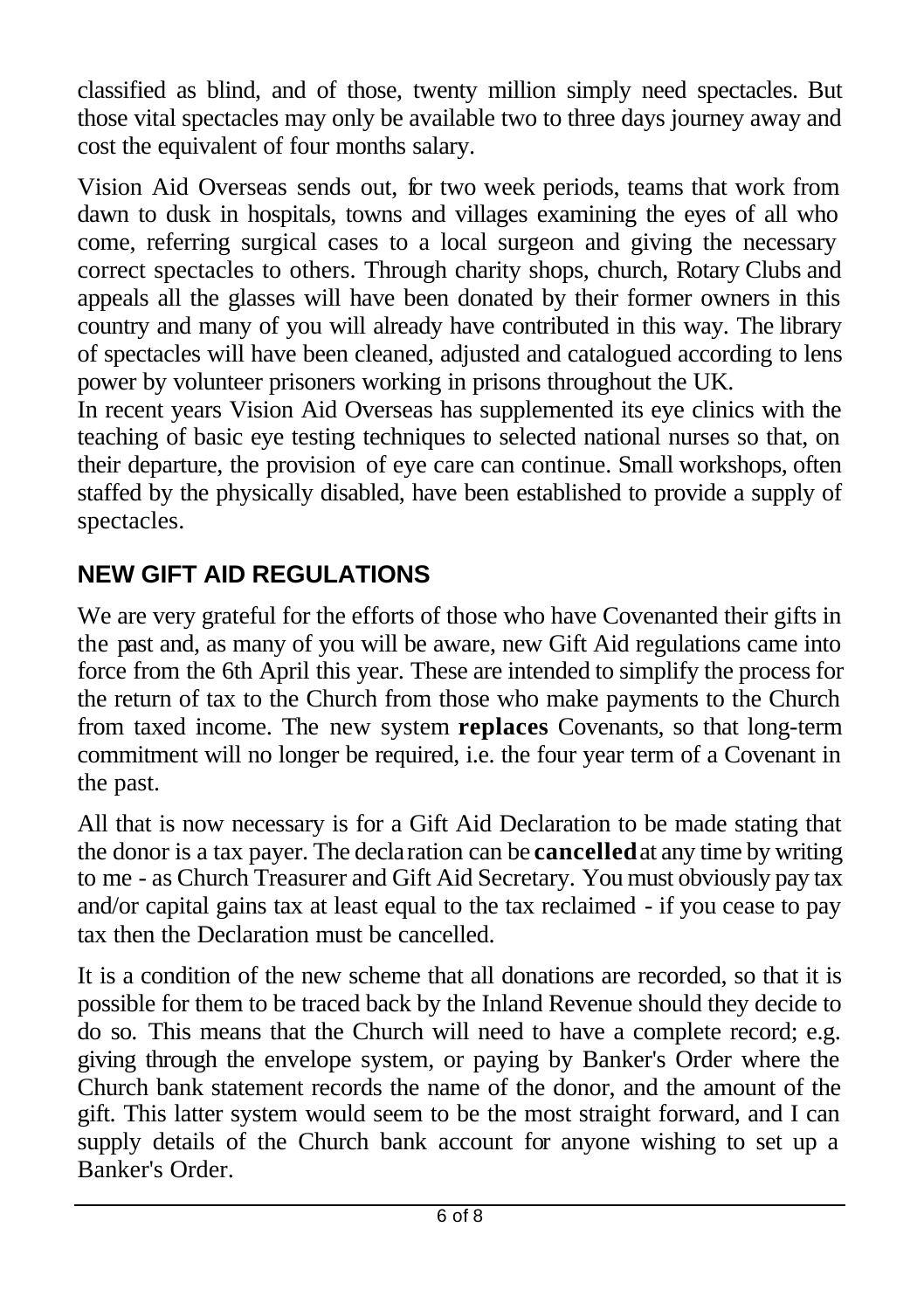classified as blind, and of those, twenty million simply need spectacles. But those vital spectacles may only be available two to three days journey away and cost the equivalent of four months salary.

Vision Aid Overseas sends out, for two week periods, teams that work from dawn to dusk in hospitals, towns and villages examining the eyes of all who come, referring surgical cases to a local surgeon and giving the necessary correct spectacles to others. Through charity shops, church, Rotary Clubs and appeals all the glasses will have been donated by their former owners in this country and many of you will already have contributed in this way. The library of spectacles will have been cleaned, adjusted and catalogued according to lens power by volunteer prisoners working in prisons throughout the UK.

In recent years Vision Aid Overseas has supplemented its eye clinics with the teaching of basic eye testing techniques to selected national nurses so that, on their departure, the provision of eye care can continue. Small workshops, often staffed by the physically disabled, have been established to provide a supply of spectacles.

## NEW GIFT AID REGULATIONS

We are very grateful for the efforts of those who have Covenanted their gifts in the past and, as many of you will be aware, new Gift Aid regulations came into force from the 6th April this year. These are intended to simplify the process for the return of tax to the Church from those who make payments to the Church from taxed income. The new system **replaces** Covenants, so that long-term commitment will no longer be required, i.e. the four year term of a Covenant in the past.

All that is now necessary is for a Gift Aid Declaration to be made stating that the donor is a tax payer. The declaration can be **cancelled** at any time by writing to me - as Church Treasurer and Gift Aid Secretary. You must obviously pay tax and/or capital gains tax at least equal to the tax reclaimed - if you cease to pay tax then the Declaration must be cancelled.

It is a condition of the new scheme that all donations are recorded, so that it is possible for them to be traced back by the Inland Revenue should they decide to do so. This means that the Church will need to have a complete record; e.g. giving through the envelope system, or paying by Banker's Order where the Church bank statement records the name of the donor, and the amount of the gift. This latter system would seem to be the most straight forward, and I can supply details of the Church bank account for anyone wishing to set up a Banker's Order.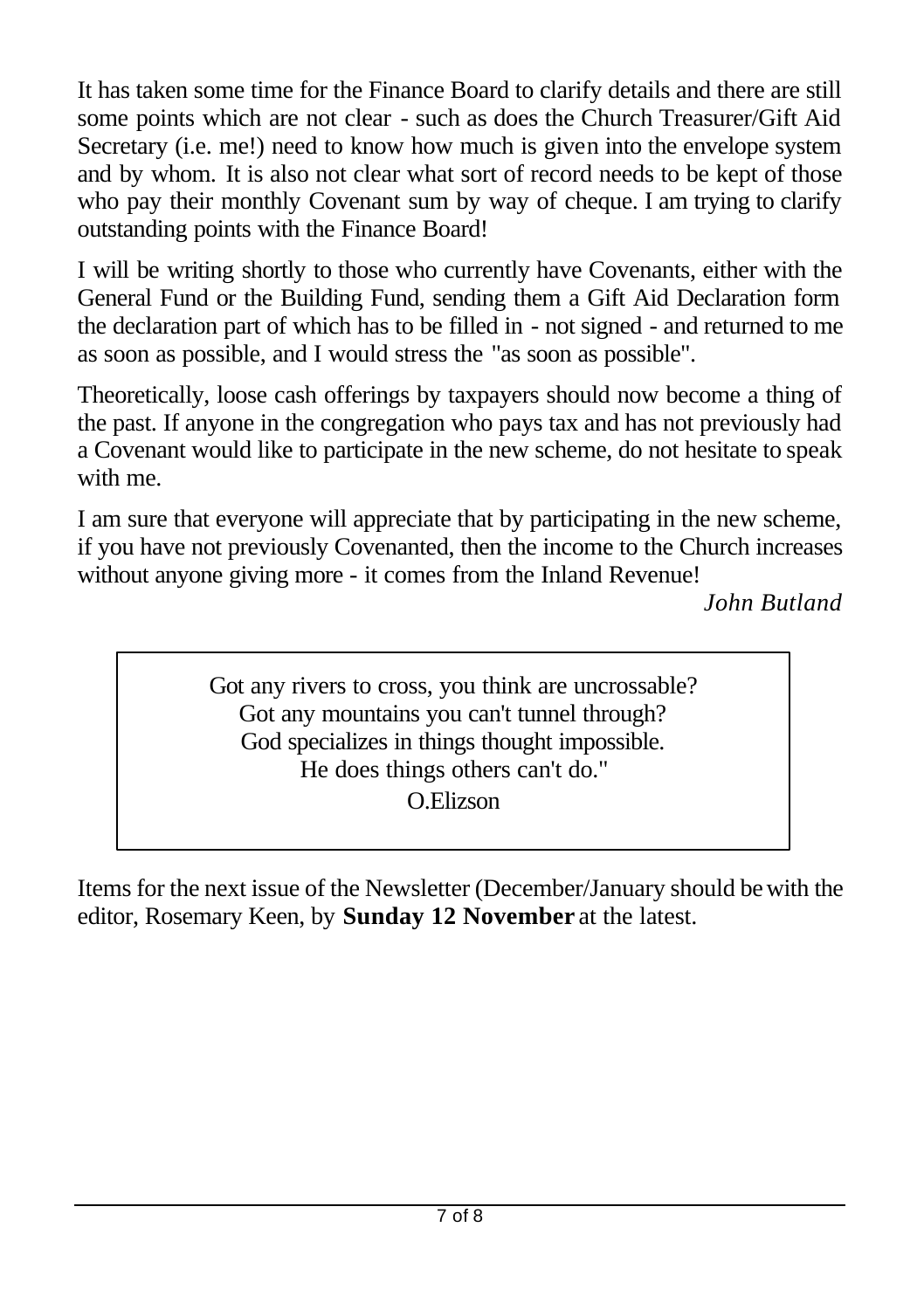It has taken some time for the Finance Board to clarify details and there are still some points which are not clear - such as does the Church Treasurer/Gift Aid Secretary (i.e. me!) need to know how much is given into the envelope system and by whom. It is also not clear what sort of record needs to be kept of those who pay their monthly Covenant sum by way of cheque. I am trying to clarify outstanding points with the Finance Board!

I will be writing shortly to those who currently have Covenants, either with the General Fund or the Building Fund, sending them a Gift Aid Declaration form the declaration part of which has to be filled in - not signed - and returned to me as soon as possible, and I would stress the "as soon as possible".

Theoretically, loose cash offerings by taxpayers should now become a thing of the past. If anyone in the congregation who pays tax and has not previously had a Covenant would like to participate in the new scheme, do not hesitate to speak with me.

I am sure that everyone will appreciate that by participating in the new scheme, if you have not previously Covenanted, then the income to the Church increases without anyone giving more - it comes from the Inland Revenue!

*John Butland*

> Got any rivers to cross, you think are uncrossable?
> Got any mountains you can't tunnel through?
> God specializes in things thought impossible.
> He does things others can't do."
> O.Elizson

Items for the next issue of the Newsletter (December/January should be with the editor, Rosemary Keen, by **Sunday 12 November** at the latest.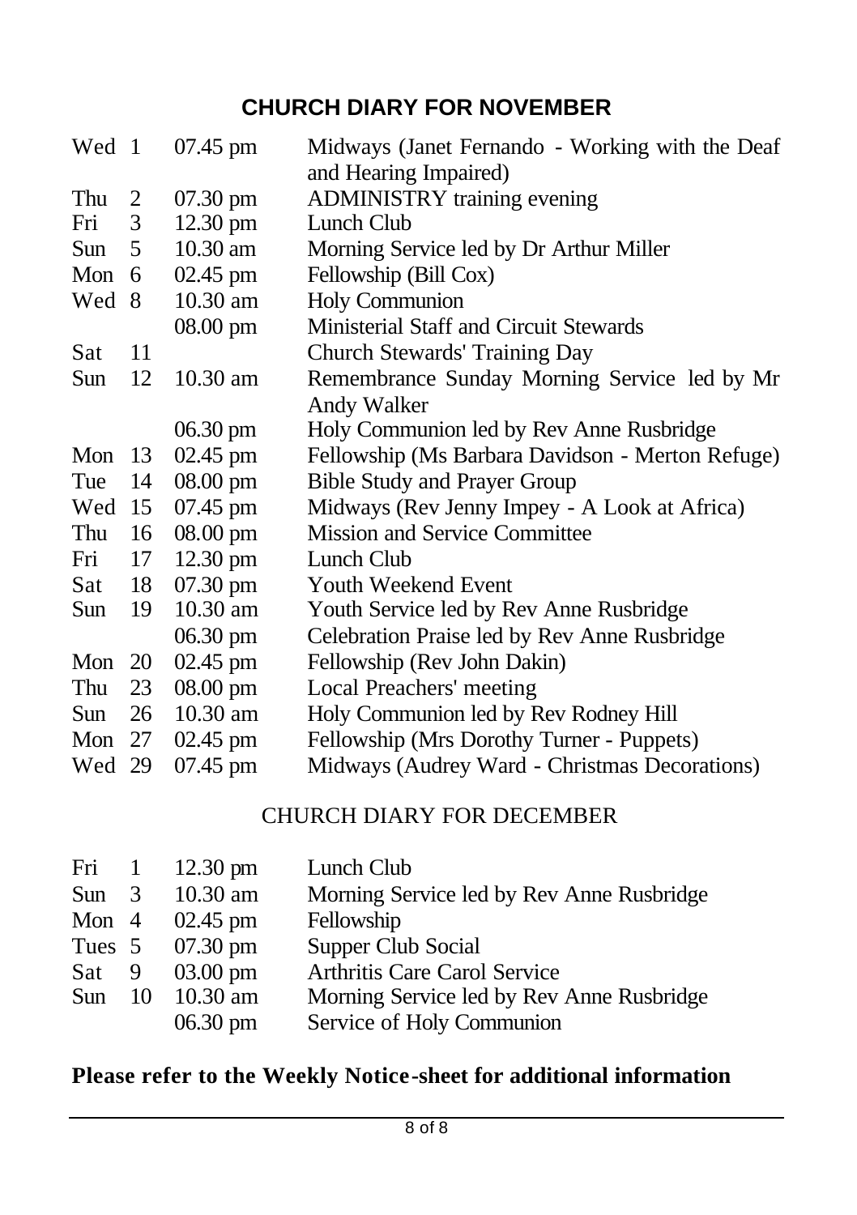## CHURCH DIARY FOR NOVEMBER

| | | | |
|---|---|---|---|
| Wed | 1 | 07.45 pm | Midways (Janet Fernando - Working with the Deaf and Hearing Impaired) |
| Thu | 2 | 07.30 pm | ADMINISTRY training evening |
| Fri | 3 | 12.30 pm | Lunch Club |
| Sun | 5 | 10.30 am | Morning Service led by Dr Arthur Miller |
| Mon | 6 | 02.45 pm | Fellowship (Bill Cox) |
| Wed | 8 | 10.30 am | Holy Communion |
| | | 08.00 pm | Ministerial Staff and Circuit Stewards |
| Sat | 11 | | Church Stewards' Training Day |
| Sun | 12 | 10.30 am | Remembrance Sunday Morning Service led by Mr Andy Walker |
| | | 06.30 pm | Holy Communion led by Rev Anne Rusbridge |
| Mon | 13 | 02.45 pm | Fellowship (Ms Barbara Davidson - Merton Refuge) |
| Tue | 14 | 08.00 pm | Bible Study and Prayer Group |
| Wed | 15 | 07.45 pm | Midways (Rev Jenny Impey - A Look at Africa) |
| Thu | 16 | 08.00 pm | Mission and Service Committee |
| Fri | 17 | 12.30 pm | Lunch Club |
| Sat | 18 | 07.30 pm | Youth Weekend Event |
| Sun | 19 | 10.30 am | Youth Service led by Rev Anne Rusbridge |
| | | 06.30 pm | Celebration Praise led by Rev Anne Rusbridge |
| Mon | 20 | 02.45 pm | Fellowship (Rev John Dakin) |
| Thu | 23 | 08.00 pm | Local Preachers' meeting |
| Sun | 26 | 10.30 am | Holy Communion led by Rev Rodney Hill |
| Mon | 27 | 02.45 pm | Fellowship (Mrs Dorothy Turner - Puppets) |
| Wed | 29 | 07.45 pm | Midways (Audrey Ward - Christmas Decorations) |

## CHURCH DIARY FOR DECEMBER

| | | | |
|---|---|---|---|
| Fri | 1 | 12.30 pm | Lunch Club |
| Sun | 3 | 10.30 am | Morning Service led by Rev Anne Rusbridge |
| Mon | 4 | 02.45 pm | Fellowship |
| Tues | 5 | 07.30 pm | Supper Club Social |
| Sat | 9 | 03.00 pm | Arthritis Care Carol Service |
| Sun | 10 | 10.30 am | Morning Service led by Rev Anne Rusbridge |
| | | 06.30 pm | Service of Holy Communion |

**Please refer to the Weekly Notice-sheet for additional information**